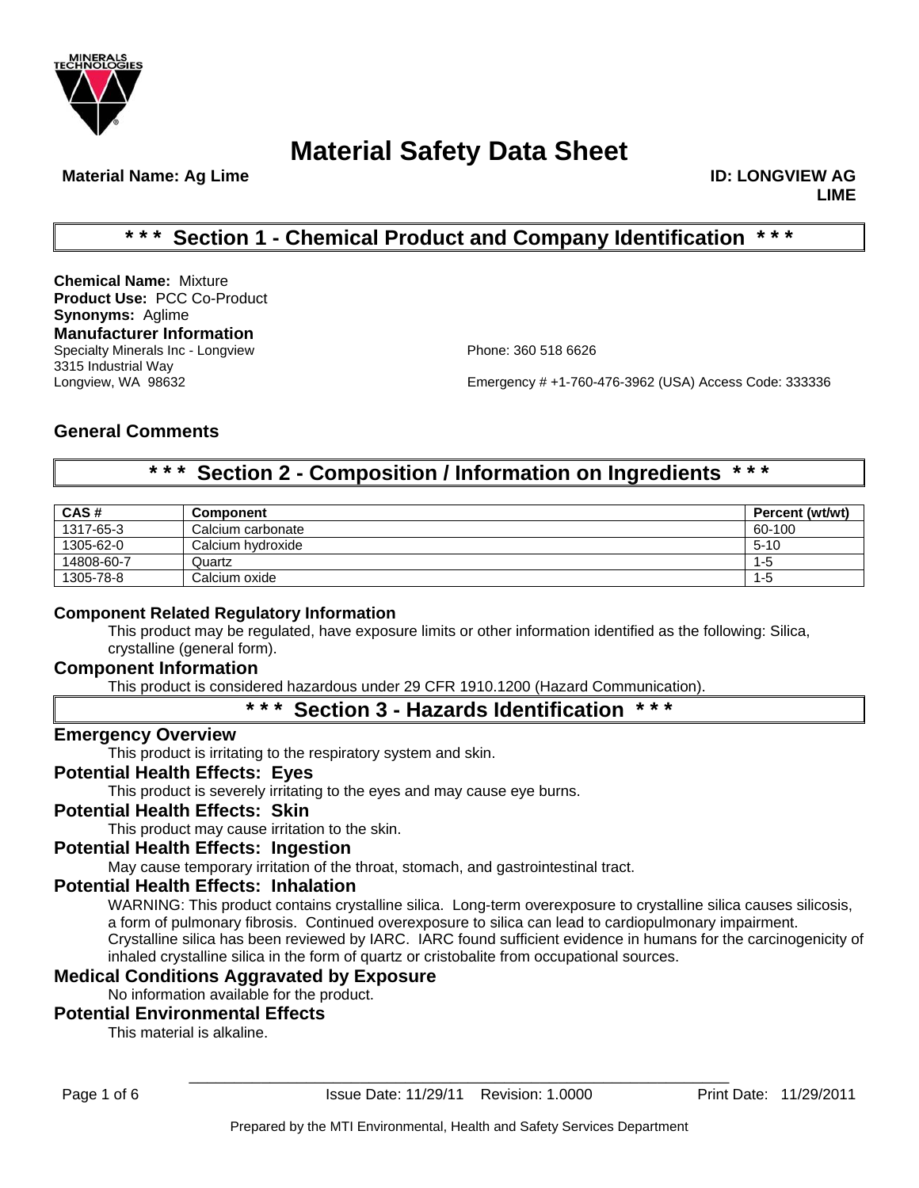# Material Safety Data Sheet

**Material Name: Ag Lime** **ID: LONGVIEW AG LIME**

## * * * Section 1 - Chemical Product and Company Identification * * *

**Chemical Name:** Mixture
**Product Use:** PCC Co-Product
**Synonyms:** Aglime

### Manufacturer Information

Specialty Minerals Inc - Longview
3315 Industrial Way
Longview, WA 98632

Phone: 360 518 6626

Emergency # +1-760-476-3962 (USA) Access Code: 333336

### General Comments

## * * * Section 2 - Composition / Information on Ingredients * * *

| CAS # | Component | Percent (wt/wt) |
|---|---|---|
| 1317-65-3 | Calcium carbonate | 60-100 |
| 1305-62-0 | Calcium hydroxide | 5-10 |
| 14808-60-7 | Quartz | 1-5 |
| 1305-78-8 | Calcium oxide | 1-5 |

### Component Related Regulatory Information

This product may be regulated, have exposure limits or other information identified as the following: Silica, crystalline (general form).

### Component Information

This product is considered hazardous under 29 CFR 1910.1200 (Hazard Communication).

## * * * Section 3 - Hazards Identification * * *

### Emergency Overview

This product is irritating to the respiratory system and skin.

### Potential Health Effects: Eyes

This product is severely irritating to the eyes and may cause eye burns.

### Potential Health Effects: Skin

This product may cause irritation to the skin.

### Potential Health Effects: Ingestion

May cause temporary irritation of the throat, stomach, and gastrointestinal tract.

### Potential Health Effects: Inhalation

WARNING: This product contains crystalline silica. Long-term overexposure to crystalline silica causes silicosis, a form of pulmonary fibrosis. Continued overexposure to silica can lead to cardiopulmonary impairment. Crystalline silica has been reviewed by IARC. IARC found sufficient evidence in humans for the carcinogenicity of inhaled crystalline silica in the form of quartz or cristobalite from occupational sources.

### Medical Conditions Aggravated by Exposure

No information available for the product.

### Potential Environmental Effects

This material is alkaline.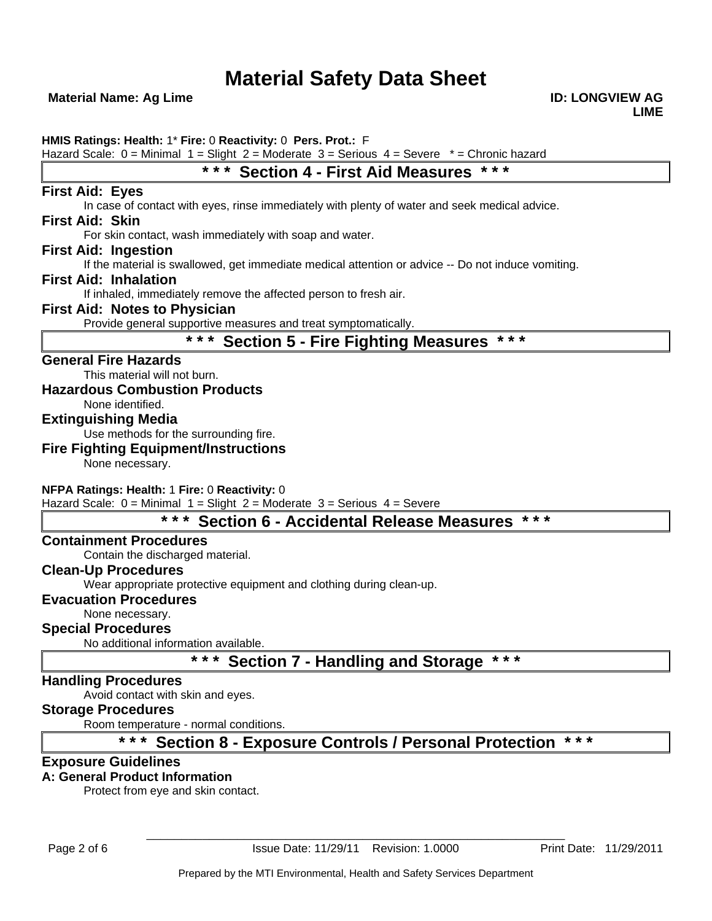**HMIS Ratings: Health:** 1* **Fire:** 0 **Reactivity:** 0 **Pers. Prot.:** F
Hazard Scale: 0 = Minimal 1 = Slight 2 = Moderate 3 = Serious 4 = Severe * = Chronic hazard

## * * * Section 4 - First Aid Measures * * *

### First Aid: Eyes

In case of contact with eyes, rinse immediately with plenty of water and seek medical advice.

### First Aid: Skin

For skin contact, wash immediately with soap and water.

### First Aid: Ingestion

If the material is swallowed, get immediate medical attention or advice -- Do not induce vomiting.

### First Aid: Inhalation

If inhaled, immediately remove the affected person to fresh air.

### First Aid: Notes to Physician

Provide general supportive measures and treat symptomatically.

## * * * Section 5 - Fire Fighting Measures * * *

### General Fire Hazards

This material will not burn.

### Hazardous Combustion Products

None identified.

### Extinguishing Media

Use methods for the surrounding fire.

### Fire Fighting Equipment/Instructions

None necessary.

**NFPA Ratings: Health:** 1 **Fire:** 0 **Reactivity:** 0
Hazard Scale: 0 = Minimal 1 = Slight 2 = Moderate 3 = Serious 4 = Severe

## * * * Section 6 - Accidental Release Measures * * *

### Containment Procedures

Contain the discharged material.

### Clean-Up Procedures

Wear appropriate protective equipment and clothing during clean-up.

### Evacuation Procedures

None necessary.

### Special Procedures

No additional information available.

## * * * Section 7 - Handling and Storage * * *

### Handling Procedures

Avoid contact with skin and eyes.

### Storage Procedures

Room temperature - normal conditions.

## * * * Section 8 - Exposure Controls / Personal Protection * * *

### Exposure Guidelines

**A: General Product Information**

Protect from eye and skin contact.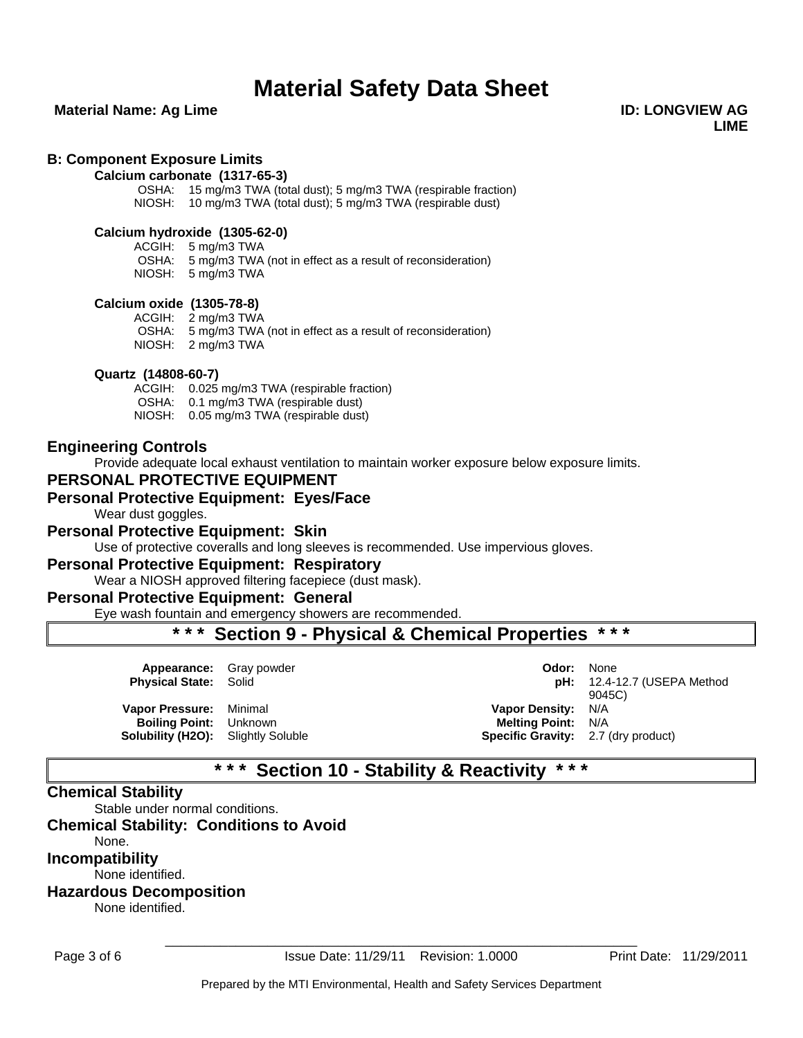# Material Safety Data Sheet

**Material Name: Ag Lime** **ID: LONGVIEW AG LIME**

### B: Component Exposure Limits

**Calcium carbonate (1317-65-3)**

OSHA: 15 mg/m3 TWA (total dust); 5 mg/m3 TWA (respirable fraction)
NIOSH: 10 mg/m3 TWA (total dust); 5 mg/m3 TWA (respirable dust)

**Calcium hydroxide (1305-62-0)**

ACGIH: 5 mg/m3 TWA
OSHA: 5 mg/m3 TWA (not in effect as a result of reconsideration)
NIOSH: 5 mg/m3 TWA

**Calcium oxide (1305-78-8)**

ACGIH: 2 mg/m3 TWA
OSHA: 5 mg/m3 TWA (not in effect as a result of reconsideration)
NIOSH: 2 mg/m3 TWA

**Quartz (14808-60-7)**

ACGIH: 0.025 mg/m3 TWA (respirable fraction)
OSHA: 0.1 mg/m3 TWA (respirable dust)
NIOSH: 0.05 mg/m3 TWA (respirable dust)

## Engineering Controls

Provide adequate local exhaust ventilation to maintain worker exposure below exposure limits.

## PERSONAL PROTECTIVE EQUIPMENT

## Personal Protective Equipment: Eyes/Face

Wear dust goggles.

## Personal Protective Equipment: Skin

Use of protective coveralls and long sleeves is recommended. Use impervious gloves.

## Personal Protective Equipment: Respiratory

Wear a NIOSH approved filtering facepiece (dust mask).

## Personal Protective Equipment: General

Eye wash fountain and emergency showers are recommended.

## * * * Section 9 - Physical & Chemical Properties * * *

| | | | |
|---|---|---|---|
| **Appearance:** | Gray powder | **Odor:** | None |
| **Physical State:** | Solid | **pH:** | 12.4-12.7 (USEPA Method 9045C) |
| **Vapor Pressure:** | Minimal | **Vapor Density:** | N/A |
| **Boiling Point:** | Unknown | **Melting Point:** | N/A |
| **Solubility (H2O):** | Slightly Soluble | **Specific Gravity:** | 2.7 (dry product) |

## * * * Section 10 - Stability & Reactivity * * *

## Chemical Stability

Stable under normal conditions.

## Chemical Stability: Conditions to Avoid

None.

## Incompatibility

None identified.

## Hazardous Decomposition

None identified.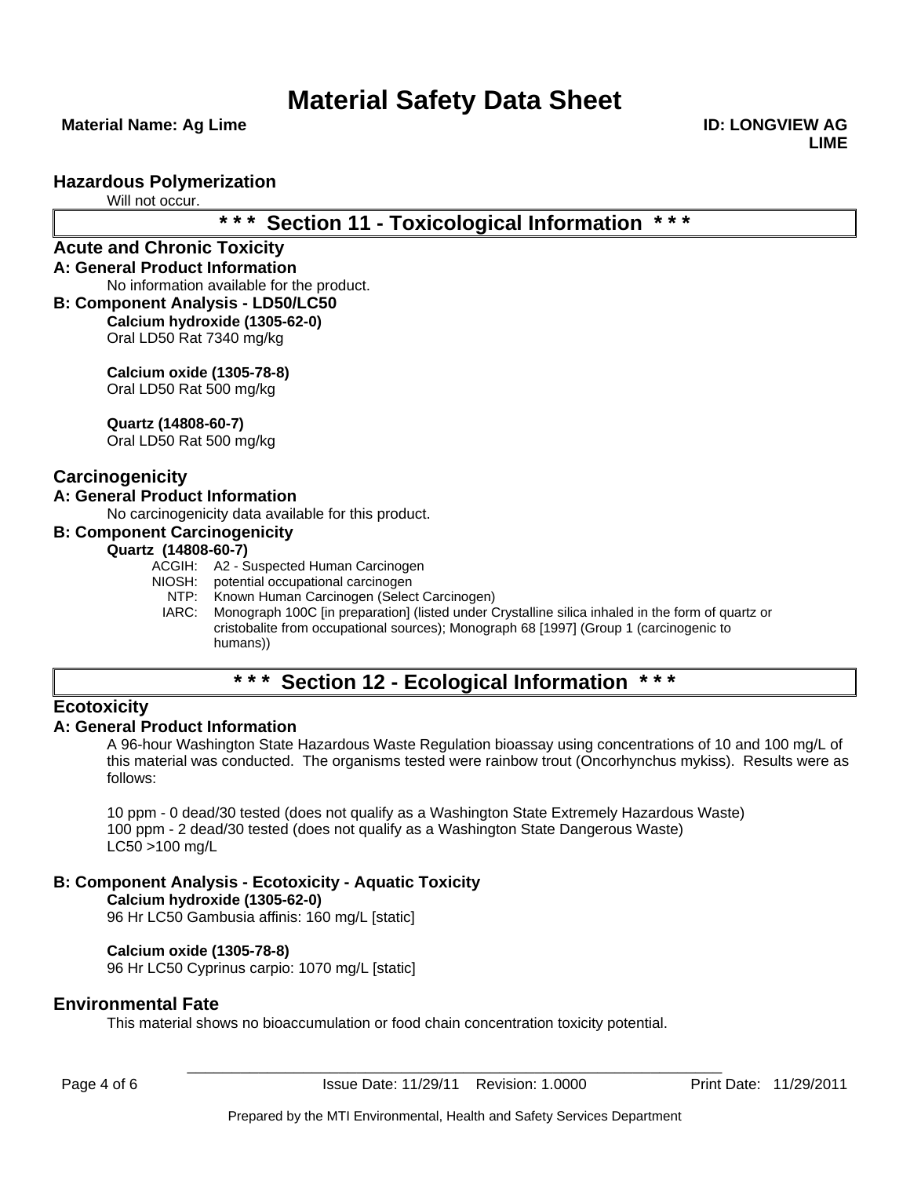## Hazardous Polymerization

Will not occur.

# * * * Section 11 - Toxicological Information * * *

## Acute and Chronic Toxicity

### A: General Product Information

No information available for the product.

### B: Component Analysis - LD50/LC50

**Calcium hydroxide (1305-62-0)**
Oral LD50 Rat 7340 mg/kg

**Calcium oxide (1305-78-8)**
Oral LD50 Rat 500 mg/kg

**Quartz (14808-60-7)**
Oral LD50 Rat 500 mg/kg

## Carcinogenicity

### A: General Product Information

No carcinogenicity data available for this product.

### B: Component Carcinogenicity

**Quartz (14808-60-7)**

ACGIH: A2 - Suspected Human Carcinogen
NIOSH: potential occupational carcinogen
NTP: Known Human Carcinogen (Select Carcinogen)
IARC: Monograph 100C [in preparation] (listed under Crystalline silica inhaled in the form of quartz or cristobalite from occupational sources); Monograph 68 [1997] (Group 1 (carcinogenic to humans))

# * * * Section 12 - Ecological Information * * *

## Ecotoxicity

### A: General Product Information

A 96-hour Washington State Hazardous Waste Regulation bioassay using concentrations of 10 and 100 mg/L of this material was conducted. The organisms tested were rainbow trout (Oncorhynchus mykiss). Results were as follows:

10 ppm - 0 dead/30 tested (does not qualify as a Washington State Extremely Hazardous Waste)
100 ppm - 2 dead/30 tested (does not qualify as a Washington State Dangerous Waste)
LC50 >100 mg/L

### B: Component Analysis - Ecotoxicity - Aquatic Toxicity

**Calcium hydroxide (1305-62-0)**
96 Hr LC50 Gambusia affinis: 160 mg/L [static]

**Calcium oxide (1305-78-8)**
96 Hr LC50 Cyprinus carpio: 1070 mg/L [static]

## Environmental Fate

This material shows no bioaccumulation or food chain concentration toxicity potential.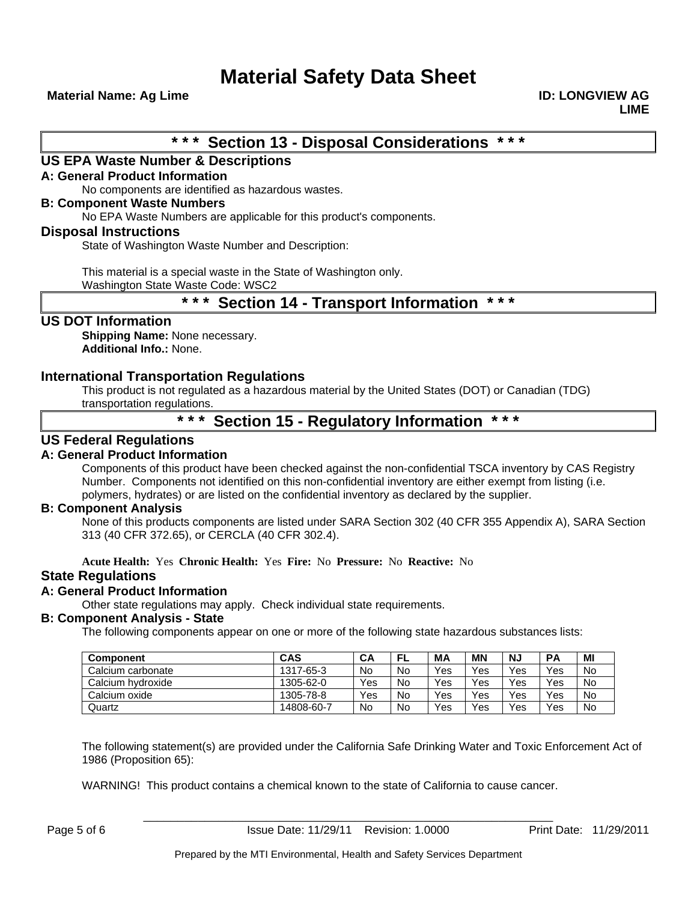# Material Safety Data Sheet

**Material Name: Ag Lime** **ID: LONGVIEW AG LIME**

## * * * Section 13 - Disposal Considerations * * *

### US EPA Waste Number & Descriptions

**A: General Product Information**

No components are identified as hazardous wastes.

**B: Component Waste Numbers**

No EPA Waste Numbers are applicable for this product's components.

### Disposal Instructions

State of Washington Waste Number and Description:

This material is a special waste in the State of Washington only.
Washington State Waste Code: WSC2

## * * * Section 14 - Transport Information * * *

### US DOT Information

**Shipping Name:** None necessary.
**Additional Info.:** None.

### International Transportation Regulations

This product is not regulated as a hazardous material by the United States (DOT) or Canadian (TDG) transportation regulations.

## * * * Section 15 - Regulatory Information * * *

### US Federal Regulations

**A: General Product Information**

Components of this product have been checked against the non-confidential TSCA inventory by CAS Registry Number. Components not identified on this non-confidential inventory are either exempt from listing (i.e. polymers, hydrates) or are listed on the confidential inventory as declared by the supplier.

**B: Component Analysis**

None of this products components are listed under SARA Section 302 (40 CFR 355 Appendix A), SARA Section 313 (40 CFR 372.65), or CERCLA (40 CFR 302.4).

**Acute Health:** Yes **Chronic Health:** Yes **Fire:** No **Pressure:** No **Reactive:** No

### State Regulations

**A: General Product Information**

Other state regulations may apply. Check individual state requirements.

**B: Component Analysis - State**

The following components appear on one or more of the following state hazardous substances lists:

| Component | CAS | CA | FL | MA | MN | NJ | PA | MI |
|---|---|---|---|---|---|---|---|---|
| Calcium carbonate | 1317-65-3 | No | No | Yes | Yes | Yes | Yes | No |
| Calcium hydroxide | 1305-62-0 | Yes | No | Yes | Yes | Yes | Yes | No |
| Calcium oxide | 1305-78-8 | Yes | No | Yes | Yes | Yes | Yes | No |
| Quartz | 14808-60-7 | No | No | Yes | Yes | Yes | Yes | No |

The following statement(s) are provided under the California Safe Drinking Water and Toxic Enforcement Act of 1986 (Proposition 65):

WARNING! This product contains a chemical known to the state of California to cause cancer.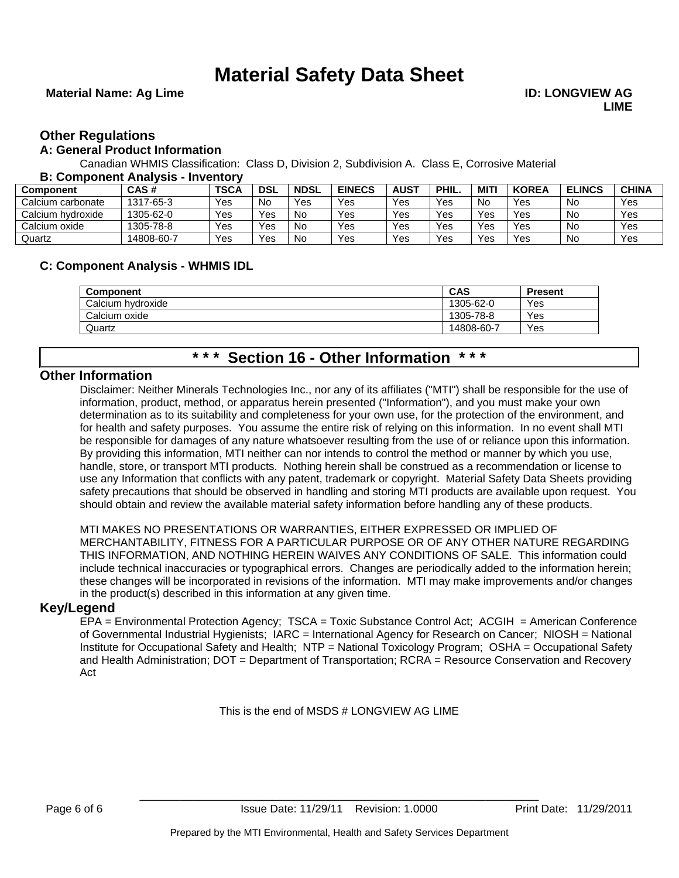### Other Regulations

**A: General Product Information**

Canadian WHMIS Classification: Class D, Division 2, Subdivision A. Class E, Corrosive Material

**B: Component Analysis - Inventory**

| Component | CAS # | TSCA | DSL | NDSL | EINECS | AUST | PHIL. | MITI | KOREA | ELINCS | CHINA |
|---|---|---|---|---|---|---|---|---|---|---|---|
| Calcium carbonate | 1317-65-3 | Yes | No | Yes | Yes | Yes | Yes | No | Yes | No | Yes |
| Calcium hydroxide | 1305-62-0 | Yes | Yes | No | Yes | Yes | Yes | Yes | Yes | No | Yes |
| Calcium oxide | 1305-78-8 | Yes | Yes | No | Yes | Yes | Yes | Yes | Yes | No | Yes |
| Quartz | 14808-60-7 | Yes | Yes | No | Yes | Yes | Yes | Yes | Yes | No | Yes |

**C: Component Analysis - WHMIS IDL**

| Component | CAS | Present |
|---|---|---|
| Calcium hydroxide | 1305-62-0 | Yes |
| Calcium oxide | 1305-78-8 | Yes |
| Quartz | 14808-60-7 | Yes |

## * * * Section 16 - Other Information * * *

### Other Information

Disclaimer: Neither Minerals Technologies Inc., nor any of its affiliates ("MTI") shall be responsible for the use of information, product, method, or apparatus herein presented ("Information"), and you must make your own determination as to its suitability and completeness for your own use, for the protection of the environment, and for health and safety purposes. You assume the entire risk of relying on this information. In no event shall MTI be responsible for damages of any nature whatsoever resulting from the use of or reliance upon this information. By providing this information, MTI neither can nor intends to control the method or manner by which you use, handle, store, or transport MTI products. Nothing herein shall be construed as a recommendation or license to use any Information that conflicts with any patent, trademark or copyright. Material Safety Data Sheets providing safety precautions that should be observed in handling and storing MTI products are available upon request. You should obtain and review the available material safety information before handling any of these products.

MTI MAKES NO PRESENTATIONS OR WARRANTIES, EITHER EXPRESSED OR IMPLIED OF MERCHANTABILITY, FITNESS FOR A PARTICULAR PURPOSE OR OF ANY OTHER NATURE REGARDING THIS INFORMATION, AND NOTHING HEREIN WAIVES ANY CONDITIONS OF SALE. This information could include technical inaccuracies or typographical errors. Changes are periodically added to the information herein; these changes will be incorporated in revisions of the information. MTI may make improvements and/or changes in the product(s) described in this information at any given time.

### Key/Legend

EPA = Environmental Protection Agency; TSCA = Toxic Substance Control Act; ACGIH = American Conference of Governmental Industrial Hygienists; IARC = International Agency for Research on Cancer; NIOSH = National Institute for Occupational Safety and Health; NTP = National Toxicology Program; OSHA = Occupational Safety and Health Administration; DOT = Department of Transportation; RCRA = Resource Conservation and Recovery Act

This is the end of MSDS # LONGVIEW AG LIME